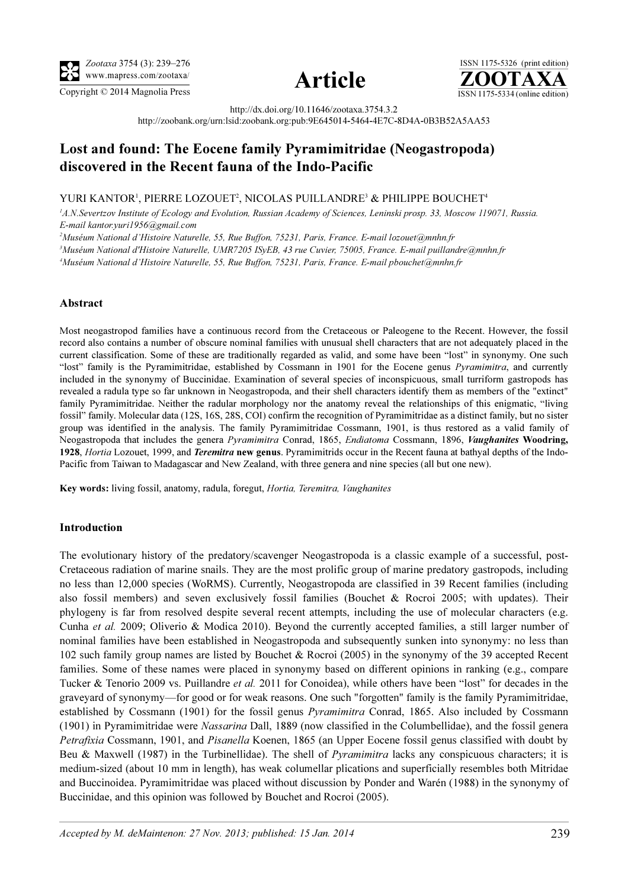http://dx.doi.org/10.11646/zootaxa.3754.3.2

http://zoobank.org/urn:lsid:zoobank.org:pub:9E645014-5464-4E7C-8D4A-0B3B52A5AA53

# Lost and found: The Eocene family Pyramimitridae (Neogastropoda) discovered in the Recent fauna of the Indo-Pacific

YURI KANTOR[1], PIERRE LOZOUET[2], NICOLAS PUILLANDRE[3] & PHILIPPE BOUCHET[4]

[1]A.N.Severtzov Institute of Ecology and Evolution, Russian Academy of Sciences, Leninski prosp. 33, Moscow 119071, Russia. E-mail kantor.yuri1956@gmail.com

[2]Muséum National d'Histoire Naturelle, 55, Rue Buffon, 75231, Paris, France. E-mail lozouet@mnhn.fr

[3]Muséum National d'Histoire Naturelle, UMR7205 ISyEB, 43 rue Cuvier, 75005, France. E-mail puillandre@mnhn.fr

[4]Muséum National d'Histoire Naturelle, 55, Rue Buffon, 75231, Paris, France. E-mail pbouchet@mnhn.fr

## Abstract

Most neogastropod families have a continuous record from the Cretaceous or Paleogene to the Recent. However, the fossil record also contains a number of obscure nominal families with unusual shell characters that are not adequately placed in the current classification. Some of these are traditionally regarded as valid, and some have been "lost" in synonymy. One such "lost" family is the Pyramimitridae, established by Cossmann in 1901 for the Eocene genus *Pyramimitra*, and currently included in the synonymy of Buccinidae. Examination of several species of inconspicuous, small turriform gastropods has revealed a radula type so far unknown in Neogastropoda, and their shell characters identify them as members of the "extinct" family Pyramimitridae. Neither the radular morphology nor the anatomy reveal the relationships of this enigmatic, "living fossil" family. Molecular data (12S, 16S, 28S, COI) confirm the recognition of Pyramimitridae as a distinct family, but no sister group was identified in the analysis. The family Pyramimitridae Cossmann, 1901, is thus restored as a valid family of Neogastropoda that includes the genera *Pyramimitra* Conrad, 1865, *Endiatoma* Cossmann, 1896, ***Vaughanites* Woodring, 1928**, *Hortia* Lozouet, 1999, and ***Teremitra* new genus**. Pyramimitrids occur in the Recent fauna at bathyal depths of the Indo-Pacific from Taiwan to Madagascar and New Zealand, with three genera and nine species (all but one new).

**Key words:** living fossil, anatomy, radula, foregut, *Hortia, Teremitra, Vaughanites*

## Introduction

The evolutionary history of the predatory/scavenger Neogastropoda is a classic example of a successful, post-Cretaceous radiation of marine snails. They are the most prolific group of marine predatory gastropods, including no less than 12,000 species (WoRMS). Currently, Neogastropoda are classified in 39 Recent families (including also fossil members) and seven exclusively fossil families (Bouchet & Rocroi 2005; with updates). Their phylogeny is far from resolved despite several recent attempts, including the use of molecular characters (e.g. Cunha *et al.* 2009; Oliverio & Modica 2010). Beyond the currently accepted families, a still larger number of nominal families have been established in Neogastropoda and subsequently sunken into synonymy: no less than 102 such family group names are listed by Bouchet & Rocroi (2005) in the synonymy of the 39 accepted Recent families. Some of these names were placed in synonymy based on different opinions in ranking (e.g., compare Tucker & Tenorio 2009 vs. Puillandre *et al.* 2011 for Conoidea), while others have been "lost" for decades in the graveyard of synonymy—for good or for weak reasons. One such "forgotten" family is the family Pyramimitridae, established by Cossmann (1901) for the fossil genus *Pyramimitra* Conrad, 1865. Also included by Cossmann (1901) in Pyramimitridae were *Nassarina* Dall, 1889 (now classified in the Columbellidae), and the fossil genera *Petrafixia* Cossmann, 1901, and *Pisanella* Koenen, 1865 (an Upper Eocene fossil genus classified with doubt by Beu & Maxwell (1987) in the Turbinellidae). The shell of *Pyramimitra* lacks any conspicuous characters; it is medium-sized (about 10 mm in length), has weak columellar plications and superficially resembles both Mitridae and Buccinoidea. Pyramimitridae was placed without discussion by Ponder and Warén (1988) in the synonymy of Buccinidae, and this opinion was followed by Bouchet and Rocroi (2005).

*Accepted by M. deMaintenon: 27 Nov. 2013; published: 15 Jan. 2014*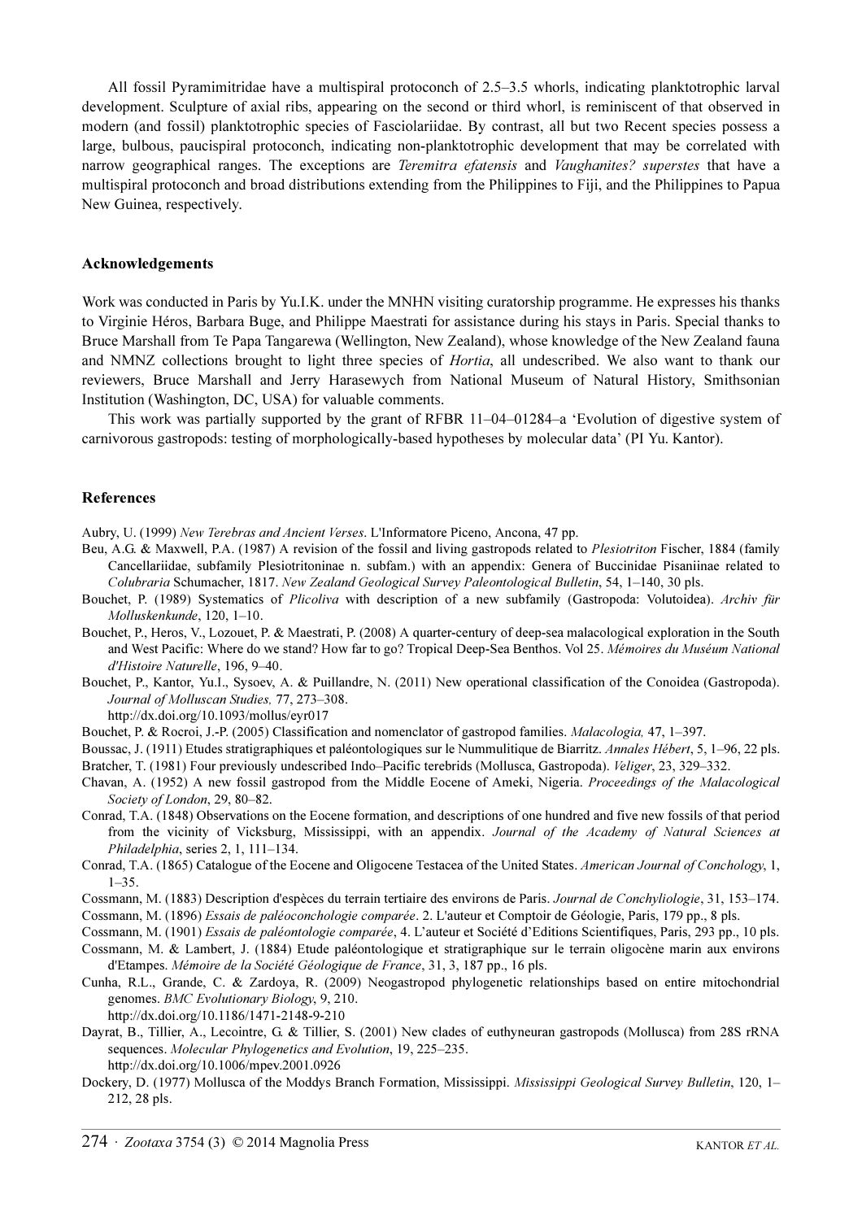All fossil Pyramimitridae have a multispiral protoconch of 2.5–3.5 whorls, indicating planktotrophic larval development. Sculpture of axial ribs, appearing on the second or third whorl, is reminiscent of that observed in modern (and fossil) planktotrophic species of Fasciolariidae. By contrast, all but two Recent species possess a large, bulbous, paucispiral protoconch, indicating non-planktotrophic development that may be correlated with narrow geographical ranges. The exceptions are *Teremitra efatensis* and *Vaughanites? superstes* that have a multispiral protoconch and broad distributions extending from the Philippines to Fiji, and the Philippines to Papua New Guinea, respectively.

## Acknowledgements

Work was conducted in Paris by Yu.I.K. under the MNHN visiting curatorship programme. He expresses his thanks to Virginie Héros, Barbara Buge, and Philippe Maestrati for assistance during his stays in Paris. Special thanks to Bruce Marshall from Te Papa Tangarewa (Wellington, New Zealand), whose knowledge of the New Zealand fauna and NMNZ collections brought to light three species of *Hortia*, all undescribed. We also want to thank our reviewers, Bruce Marshall and Jerry Harasewych from National Museum of Natural History, Smithsonian Institution (Washington, DC, USA) for valuable comments.

This work was partially supported by the grant of RFBR 11–04–01284–a 'Evolution of digestive system of carnivorous gastropods: testing of morphologically-based hypotheses by molecular data' (PI Yu. Kantor).

## References

Aubry, U. (1999) *New Terebras and Ancient Verses*. L'Informatore Piceno, Ancona, 47 pp.

Beu, A.G. & Maxwell, P.A. (1987) A revision of the fossil and living gastropods related to *Plesiotriton* Fischer, 1884 (family Cancellariidae, subfamily Plesiotritoninae n. subfam.) with an appendix: Genera of Buccinidae Pisaniinae related to *Colubraria* Schumacher, 1817. *New Zealand Geological Survey Paleontological Bulletin*, 54, 1–140, 30 pls.

Bouchet, P. (1989) Systematics of *Plicoliva* with description of a new subfamily (Gastropoda: Volutoidea). *Archiv für Molluskenkunde*, 120, 1–10.

Bouchet, P., Heros, V., Lozouet, P. & Maestrati, P. (2008) A quarter-century of deep-sea malacological exploration in the South and West Pacific: Where do we stand? How far to go? Tropical Deep-Sea Benthos. Vol 25. *Mémoires du Muséum National d'Histoire Naturelle*, 196, 9–40.

Bouchet, P., Kantor, Yu.I., Sysoev, A. & Puillandre, N. (2011) New operational classification of the Conoidea (Gastropoda). *Journal of Molluscan Studies,* 77, 273–308.
http://dx.doi.org/10.1093/mollus/eyr017

Bouchet P. & Rocroi, J.-P. (2005) Classification and nomenclator of gastropod families. *Malacologia,* 47, 1–397.

Boussac, J. (1911) Etudes stratigraphiques et paléontologiques sur le Nummulitique de Biarritz. *Annales Hébert*, 5, 1–96, 22 pls.

Bratcher, T. (1981) Four previously undescribed Indo–Pacific terebrids (Mollusca, Gastropoda). *Veliger*, 23, 329–332.

Chavan, A. (1952) A new fossil gastropod from the Middle Eocene of Ameki, Nigeria. *Proceedings of the Malacological Society of London*, 29, 80–82.

Conrad, T.A. (1848) Observations on the Eocene formation, and descriptions of one hundred and five new fossils of that period from the vicinity of Vicksburg, Mississippi, with an appendix. *Journal of the Academy of Natural Sciences at Philadelphia*, series 2, 1, 111–134.

Conrad, T.A. (1865) Catalogue of the Eocene and Oligocene Testacea of the United States. *American Journal of Conchology*, 1, 1–35.

Cossmann, M. (1883) Description d'espèces du terrain tertiaire des environs de Paris. *Journal de Conchyliologie*, 31, 153–174.

Cossmann, M. (1896) *Essais de paléoconchologie comparée*. 2. L'auteur et Comptoir de Géologie, Paris, 179 pp., 8 pls.

Cossmann, M. (1901) *Essais de paléontologie comparée*, 4. L'auteur et Société d'Editions Scientifiques, Paris, 293 pp., 10 pls.

Cossmann, M. & Lambert, J. (1884) Etude paléontologique et stratigraphique sur le terrain oligocène marin aux environs d'Etampes. *Mémoire de la Société Géologique de France*, 31, 3, 187 pp., 16 pls.

Cunha, R.L., Grande, C. & Zardoya, R. (2009) Neogastropod phylogenetic relationships based on entire mitochondrial genomes. *BMC Evolutionary Biology*, 9, 210.
http://dx.doi.org/10.1186/1471-2148-9-210

Dayrat, B., Tillier, A., Lecointre, G. & Tillier, S. (2001) New clades of euthyneuran gastropods (Mollusca) from 28S rRNA sequences. *Molecular Phylogenetics and Evolution*, 19, 225–235.
http://dx.doi.org/10.1006/mpev.2001.0926

Dockery, D. (1977) Mollusca of the Moddys Branch Formation, Mississippi. *Mississippi Geological Survey Bulletin*, 120, 1–212, 28 pls.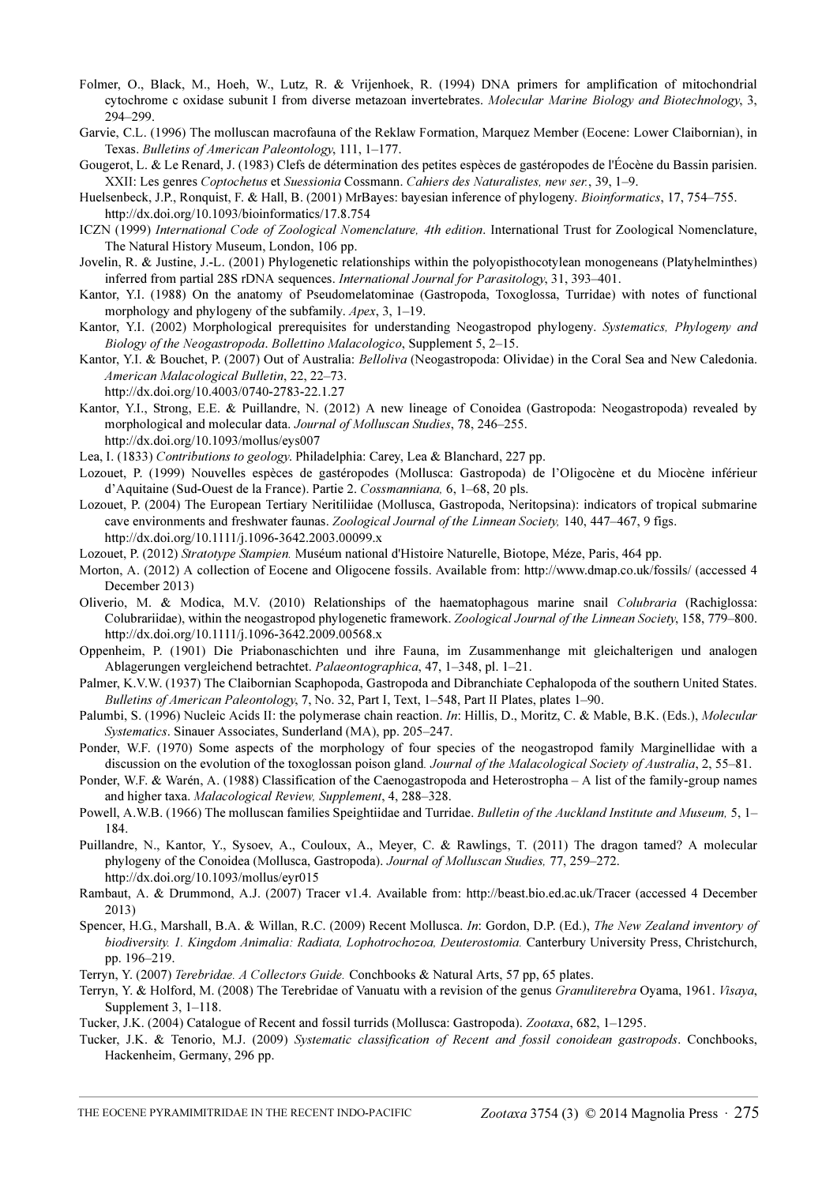Folmer, O., Black, M., Hoeh, W., Lutz, R. & Vrijenhoek, R. (1994) DNA primers for amplification of mitochondrial cytochrome c oxidase subunit I from diverse metazoan invertebrates. *Molecular Marine Biology and Biotechnology*, 3, 294–299.

Garvie, C.L. (1996) The molluscan macrofauna of the Reklaw Formation, Marquez Member (Eocene: Lower Claibornian), in Texas. *Bulletins of American Paleontology*, 111, 1–177.

Gougerot, L. & Le Renard, J. (1983) Clefs de détermination des petites espèces de gastéropodes de l'Éocène du Bassin parisien. XXII: Les genres *Coptochetus* et *Suessionia* Cossmann. *Cahiers des Naturalistes, new ser.*, 39, 1–9.

Huelsenbeck, J.P., Ronquist, F. & Hall, B. (2001) MrBayes: bayesian inference of phylogeny. *Bioinformatics*, 17, 754–755. http://dx.doi.org/10.1093/bioinformatics/17.8.754

ICZN (1999) *International Code of Zoological Nomenclature, 4th edition*. International Trust for Zoological Nomenclature, The Natural History Museum, London, 106 pp.

Jovelin, R. & Justine, J.-L. (2001) Phylogenetic relationships within the polyopisthocotylean monogeneans (Platyhelminthes) inferred from partial 28S rDNA sequences. *International Journal for Parasitology*, 31, 393–401.

Kantor, Y.I. (1988) On the anatomy of Pseudomelatominae (Gastropoda, Toxoglossa, Turridae) with notes of functional morphology and phylogeny of the subfamily. *Apex*, 3, 1–19.

Kantor, Y.I. (2002) Morphological prerequisites for understanding Neogastropod phylogeny. *Systematics, Phylogeny and Biology of the Neogastropoda*. *Bollettino Malacologico*, Supplement 5, 2–15.

Kantor, Y.I. & Bouchet, P. (2007) Out of Australia: *Belloliva* (Neogastropoda: Olividae) in the Coral Sea and New Caledonia. *American Malacological Bulletin*, 22, 22–73. http://dx.doi.org/10.4003/0740-2783-22.1.27

Kantor, Y.I., Strong, E.E. & Puillandre, N. (2012) A new lineage of Conoidea (Gastropoda: Neogastropoda) revealed by morphological and molecular data. *Journal of Molluscan Studies*, 78, 246–255. http://dx.doi.org/10.1093/mollus/eys007

Lea, I. (1833) *Contributions to geology*. Philadelphia: Carey, Lea & Blanchard, 227 pp.

Lozouet, P. (1999) Nouvelles espèces de gastéropodes (Mollusca: Gastropoda) de l'Oligocène et du Miocène inférieur d'Aquitaine (Sud-Ouest de la France). Partie 2. *Cossmanniana,* 6, 1–68, 20 pls.

Lozouet, P. (2004) The European Tertiary Neritiliidae (Mollusca, Gastropoda, Neritopsina): indicators of tropical submarine cave environments and freshwater faunas. *Zoological Journal of the Linnean Society,* 140, 447–467, 9 figs. http://dx.doi.org/10.1111/j.1096-3642.2003.00099.x

Lozouet, P. (2012) *Stratotype Stampien.* Muséum national d'Histoire Naturelle, Biotope, Méze, Paris, 464 pp.

Morton, A. (2012) A collection of Eocene and Oligocene fossils. Available from: http://www.dmap.co.uk/fossils/ (accessed 4 December 2013)

Oliverio, M. & Modica, M.V. (2010) Relationships of the haematophagous marine snail *Colubraria* (Rachiglossa: Colubrariidae), within the neogastropod phylogenetic framework. *Zoological Journal of the Linnean Society*, 158, 779–800. http://dx.doi.org/10.1111/j.1096-3642.2009.00568.x

Oppenheim, P. (1901) Die Priabonaschichten und ihre Fauna, im Zusammenhange mit gleichalterigen und analogen Ablagerungen vergleichend betrachtet. *Palaeontographica*, 47, 1–348, pl. 1–21.

Palmer, K.V.W. (1937) The Claibornian Scaphopoda, Gastropoda and Dibranchiate Cephalopoda of the southern United States. *Bulletins of American Paleontology*, 7, No. 32, Part I, Text, 1–548, Part II Plates, plates 1–90.

Palumbi, S. (1996) Nucleic Acids II: the polymerase chain reaction. *In*: Hillis, D., Moritz, C. & Mable, B.K. (Eds.), *Molecular Systematics*. Sinauer Associates, Sunderland (MA), pp. 205–247.

Ponder, W.F. (1970) Some aspects of the morphology of four species of the neogastropod family Marginellidae with a discussion on the evolution of the toxoglossan poison gland. *Journal of the Malacological Society of Australia*, 2, 55–81.

Ponder, W.F. & Warén, A. (1988) Classification of the Caenogastropoda and Heterostropha – A list of the family-group names and higher taxa. *Malacological Review, Supplement*, 4, 288–328.

Powell, A.W.B. (1966) The molluscan families Speightiidae and Turridae. *Bulletin of the Auckland Institute and Museum,* 5, 1–184.

Puillandre, N., Kantor, Y., Sysoev, A., Couloux, A., Meyer, C. & Rawlings, T. (2011) The dragon tamed? A molecular phylogeny of the Conoidea (Mollusca, Gastropoda). *Journal of Molluscan Studies,* 77, 259–272. http://dx.doi.org/10.1093/mollus/eyr015

Rambaut, A. & Drummond, A.J. (2007) Tracer v1.4. Available from: http://beast.bio.ed.ac.uk/Tracer (accessed 4 December 2013)

Spencer, H.G., Marshall, B.A. & Willan, R.C. (2009) Recent Mollusca. *In*: Gordon, D.P. (Ed.), *The New Zealand inventory of biodiversity. 1. Kingdom Animalia: Radiata, Lophotrochozoa, Deuterostomia.* Canterbury University Press, Christchurch, pp. 196–219.

Terryn, Y. (2007) *Terebridae. A Collectors Guide.* Conchbooks & Natural Arts, 57 pp, 65 plates.

Terryn, Y. & Holford, M. (2008) The Terebridae of Vanuatu with a revision of the genus *Granuliterebra* Oyama, 1961. *Visaya*, Supplement 3, 1–118.

Tucker, J.K. (2004) Catalogue of Recent and fossil turrids (Mollusca: Gastropoda). *Zootaxa*, 682, 1–1295.

Tucker, J.K. & Tenorio, M.J. (2009) *Systematic classification of Recent and fossil conoidean gastropods*. Conchbooks, Hackenheim, Germany, 296 pp.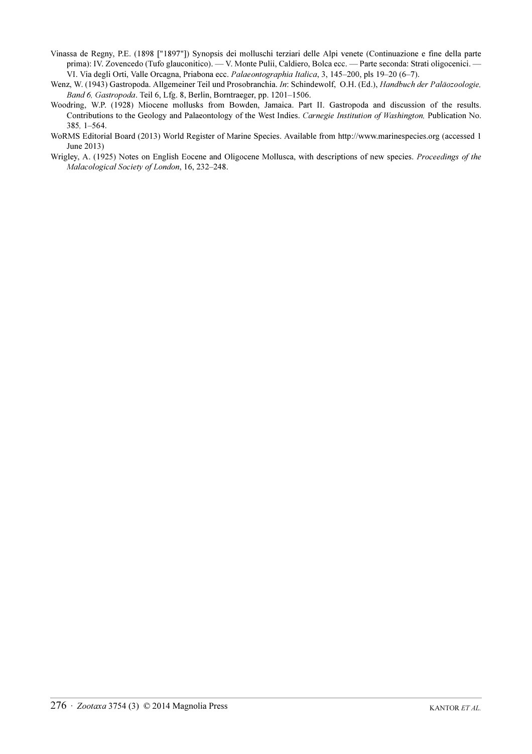Vinassa de Regny, P.E. (1898 ["1897"]) Synopsis dei molluschi terziari delle Alpi venete (Continuazione e fine della parte prima): IV. Zovencedo (Tufo glauconitico). — V. Monte Pulii, Caldiero, Bolca ecc. — Parte seconda: Strati oligocenici. — VI. Via degli Orti, Valle Orcagna, Priabona ecc. *Palaeontographia Italica*, 3, 145–200, pls 19–20 (6–7).

Wenz, W. (1943) Gastropoda. Allgemeiner Teil und Prosobranchia. *In*: Schindewolf, O.H. (Ed.), *Handbuch der Paläozoologie, Band 6, Gastropoda*. Teil 6, Lfg. 8, Berlin, Borntraeger, pp. 1201–1506.

Woodring, W.P. (1928) Miocene mollusks from Bowden, Jamaica. Part II. Gastropoda and discussion of the results. Contributions to the Geology and Palaeontology of the West Indies. *Carnegie Institution of Washington,* Publication No. 385*,* 1–564.

WoRMS Editorial Board (2013) World Register of Marine Species. Available from http://www.marinespecies.org (accessed 1 June 2013)

Wrigley, A. (1925) Notes on English Eocene and Oligocene Mollusca, with descriptions of new species. *Proceedings of the Malacological Society of London*, 16, 232–248.